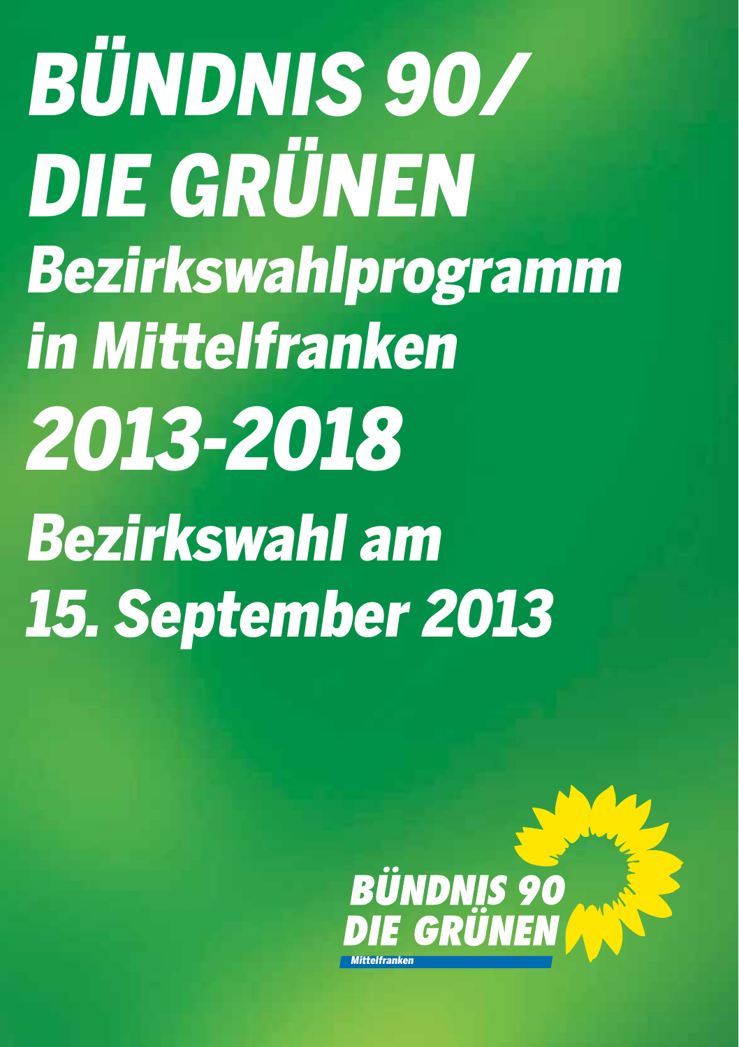# BÜNDNIS 90/ DIE GRÜNEN

## Bezirkswahlprogramm in Mittelfranken

## 2013-2018

## Bezirkswahl am 15. September 2013

BÜNDNIS 90
DIE GRÜNEN
Mittelfranken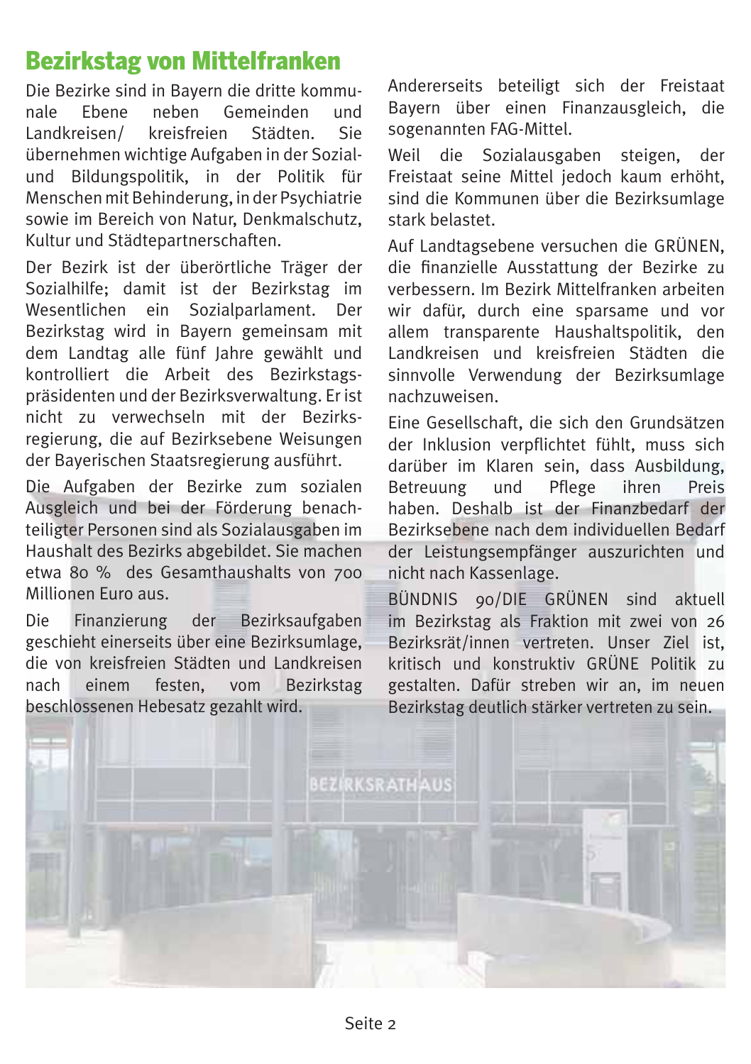# Bezirkstag von Mittelfranken

Die Bezirke sind in Bayern die dritte kommunale Ebene neben Gemeinden und Landkreisen/ kreisfreien Städten. Sie übernehmen wichtige Aufgaben in der Sozial- und Bildungspolitik, in der Politik für Menschen mit Behinderung, in der Psychiatrie sowie im Bereich von Natur, Denkmalschutz, Kultur und Städtepartnerschaften.

Der Bezirk ist der überörtliche Träger der Sozialhilfe; damit ist der Bezirkstag im Wesentlichen ein Sozialparlament. Der Bezirkstag wird in Bayern gemeinsam mit dem Landtag alle fünf Jahre gewählt und kontrolliert die Arbeit des Bezirkstagspräsidenten und der Bezirksverwaltung. Er ist nicht zu verwechseln mit der Bezirksregierung, die auf Bezirksebene Weisungen der Bayerischen Staatsregierung ausführt.

Die Aufgaben der Bezirke zum sozialen Ausgleich und bei der Förderung benachteiligter Personen sind als Sozialausgaben im Haushalt des Bezirks abgebildet. Sie machen etwa 80 % des Gesamthaushalts von 700 Millionen Euro aus.

Die Finanzierung der Bezirksaufgaben geschieht einerseits über eine Bezirksumlage, die von kreisfreien Städten und Landkreisen nach einem festen, vom Bezirkstag beschlossenen Hebesatz gezahlt wird.

Andererseits beteiligt sich der Freistaat Bayern über einen Finanzausgleich, die sogenannten FAG-Mittel.

Weil die Sozialausgaben steigen, der Freistaat seine Mittel jedoch kaum erhöht, sind die Kommunen über die Bezirksumlage stark belastet.

Auf Landtagsebene versuchen die GRÜNEN, die finanzielle Ausstattung der Bezirke zu verbessern. Im Bezirk Mittelfranken arbeiten wir dafür, durch eine sparsame und vor allem transparente Haushaltspolitik, den Landkreisen und kreisfreien Städten die sinnvolle Verwendung der Bezirksumlage nachzuweisen.

Eine Gesellschaft, die sich den Grundsätzen der Inklusion verpflichtet fühlt, muss sich darüber im Klaren sein, dass Ausbildung, Betreuung und Pflege ihren Preis haben. Deshalb ist der Finanzbedarf der Bezirksebene nach dem individuellen Bedarf der Leistungsempfänger auszurichten und nicht nach Kassenlage.

BÜNDNIS 90/DIE GRÜNEN sind aktuell im Bezirkstag als Fraktion mit zwei von 26 Bezirksrät/innen vertreten. Unser Ziel ist, kritisch und konstruktiv GRÜNE Politik zu gestalten. Dafür streben wir an, im neuen Bezirkstag deutlich stärker vertreten zu sein.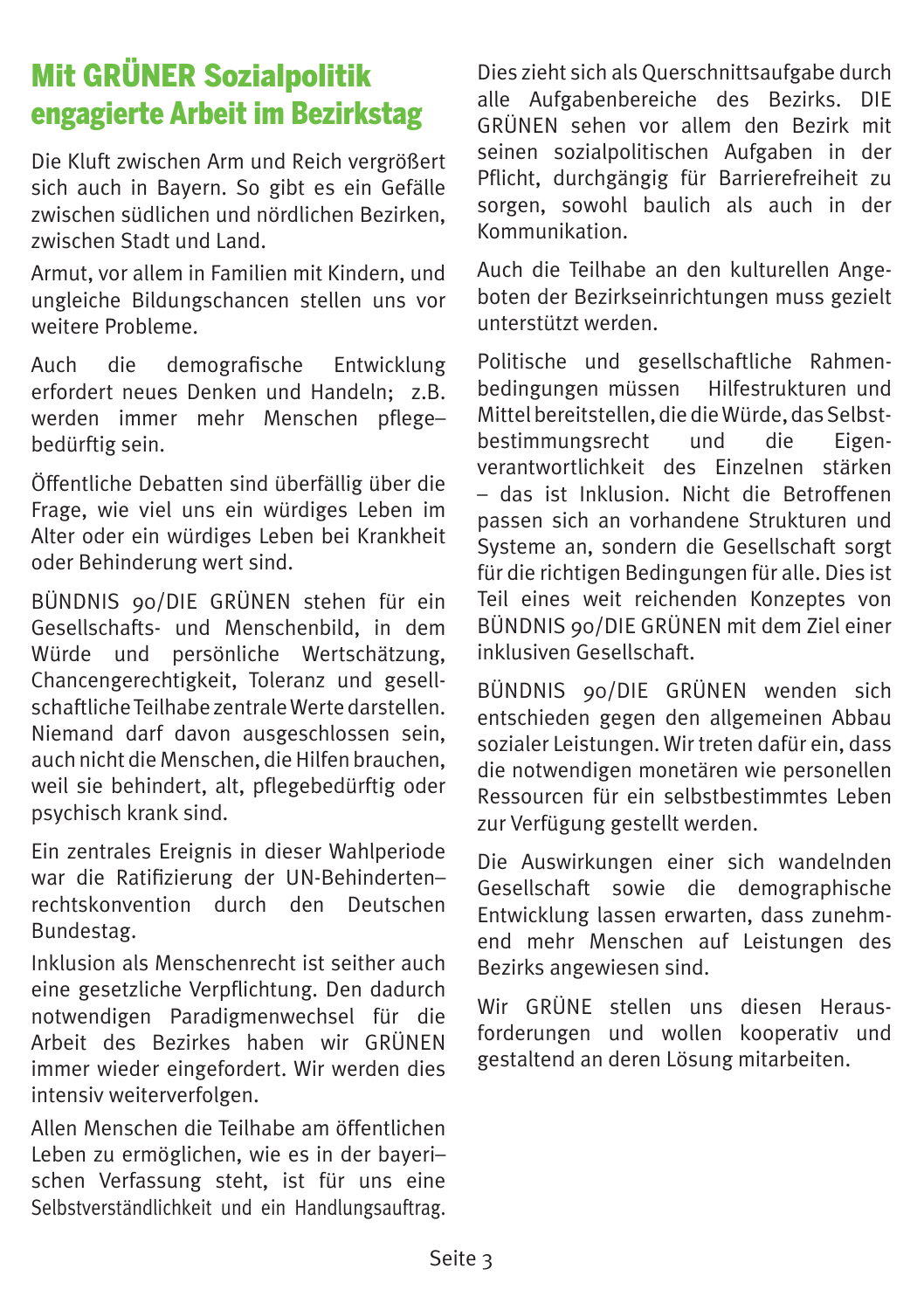## Mit GRÜNER Sozialpolitik engagierte Arbeit im Bezirkstag

Die Kluft zwischen Arm und Reich vergrößert sich auch in Bayern. So gibt es ein Gefälle zwischen südlichen und nördlichen Bezirken, zwischen Stadt und Land.

Armut, vor allem in Familien mit Kindern, und ungleiche Bildungschancen stellen uns vor weitere Probleme.

Auch die demografische Entwicklung erfordert neues Denken und Handeln; z.B. werden immer mehr Menschen pflegebedürftig sein.

Öffentliche Debatten sind überfällig über die Frage, wie viel uns ein würdiges Leben im Alter oder ein würdiges Leben bei Krankheit oder Behinderung wert sind.

BÜNDNIS 90/DIE GRÜNEN stehen für ein Gesellschafts- und Menschenbild, in dem Würde und persönliche Wertschätzung, Chancengerechtigkeit, Toleranz und gesellschaftliche Teilhabe zentrale Werte darstellen. Niemand darf davon ausgeschlossen sein, auch nicht die Menschen, die Hilfen brauchen, weil sie behindert, alt, pflegebedürftig oder psychisch krank sind.

Ein zentrales Ereignis in dieser Wahlperiode war die Ratifizierung der UN-Behindertenrechtskonvention durch den Deutschen Bundestag.

Inklusion als Menschenrecht ist seither auch eine gesetzliche Verpflichtung. Den dadurch notwendigen Paradigmenwechsel für die Arbeit des Bezirkes haben wir GRÜNEN immer wieder eingefordert. Wir werden dies intensiv weiterverfolgen.

Allen Menschen die Teilhabe am öffentlichen Leben zu ermöglichen, wie es in der bayerischen Verfassung steht, ist für uns eine Selbstverständlichkeit und ein Handlungsauftrag. Dies zieht sich als Querschnittsaufgabe durch alle Aufgabenbereiche des Bezirks. DIE GRÜNEN sehen vor allem den Bezirk mit seinen sozialpolitischen Aufgaben in der Pflicht, durchgängig für Barrierefreiheit zu sorgen, sowohl baulich als auch in der Kommunikation.

Auch die Teilhabe an den kulturellen Angeboten der Bezirkseinrichtungen muss gezielt unterstützt werden.

Politische und gesellschaftliche Rahmenbedingungen müssen Hilfestrukturen und Mittel bereitstellen, die die Würde, das Selbstbestimmungsrecht und die Eigenverantwortlichkeit des Einzelnen stärken – das ist Inklusion. Nicht die Betroffenen passen sich an vorhandene Strukturen und Systeme an, sondern die Gesellschaft sorgt für die richtigen Bedingungen für alle. Dies ist Teil eines weit reichenden Konzeptes von BÜNDNIS 90/DIE GRÜNEN mit dem Ziel einer inklusiven Gesellschaft.

BÜNDNIS 90/DIE GRÜNEN wenden sich entschieden gegen den allgemeinen Abbau sozialer Leistungen. Wir treten dafür ein, dass die notwendigen monetären wie personellen Ressourcen für ein selbstbestimmtes Leben zur Verfügung gestellt werden.

Die Auswirkungen einer sich wandelnden Gesellschaft sowie die demographische Entwicklung lassen erwarten, dass zunehmend mehr Menschen auf Leistungen des Bezirks angewiesen sind.

Wir GRÜNE stellen uns diesen Herausforderungen und wollen kooperativ und gestaltend an deren Lösung mitarbeiten.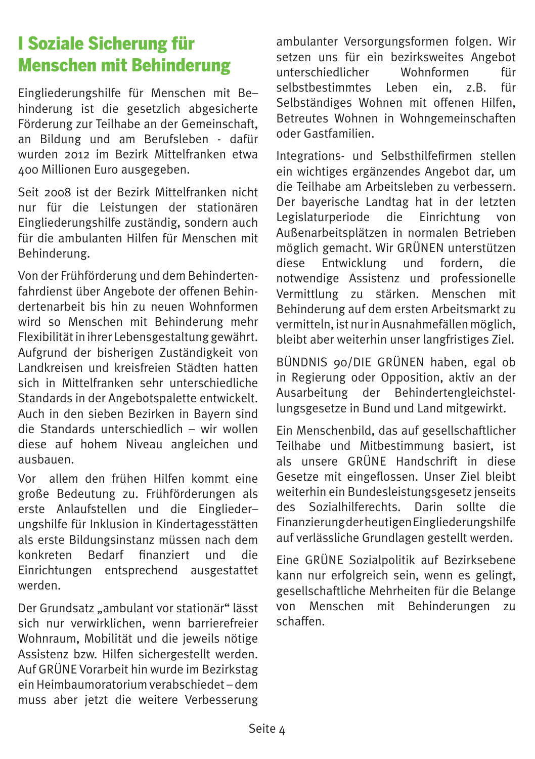# I Soziale Sicherung für Menschen mit Behinderung

Eingliederungshilfe für Menschen mit Behinderung ist die gesetzlich abgesicherte Förderung zur Teilhabe an der Gemeinschaft, an Bildung und am Berufsleben - dafür wurden 2012 im Bezirk Mittelfranken etwa 400 Millionen Euro ausgegeben.

Seit 2008 ist der Bezirk Mittelfranken nicht nur für die Leistungen der stationären Eingliederungshilfe zuständig, sondern auch für die ambulanten Hilfen für Menschen mit Behinderung.

Von der Frühförderung und dem Behindertenfahrdienst über Angebote der offenen Behindertenarbeit bis hin zu neuen Wohnformen wird so Menschen mit Behinderung mehr Flexibilität in ihrer Lebensgestaltung gewährt. Aufgrund der bisherigen Zuständigkeit von Landkreisen und kreisfreien Städten hatten sich in Mittelfranken sehr unterschiedliche Standards in der Angebotspalette entwickelt. Auch in den sieben Bezirken in Bayern sind die Standards unterschiedlich – wir wollen diese auf hohem Niveau angleichen und ausbauen.

Vor allem den frühen Hilfen kommt eine große Bedeutung zu. Frühförderungen als erste Anlaufstellen und die Eingliederungshilfe für Inklusion in Kindertagesstätten als erste Bildungsinstanz müssen nach dem konkreten Bedarf finanziert und die Einrichtungen entsprechend ausgestattet werden.

Der Grundsatz „ambulant vor stationär" lässt sich nur verwirklichen, wenn barrierefreier Wohnraum, Mobilität und die jeweils nötige Assistenz bzw. Hilfen sichergestellt werden. Auf GRÜNE Vorarbeit hin wurde im Bezirkstag ein Heimbaumoratorium verabschiedet – dem muss aber jetzt die weitere Verbesserung ambulanter Versorgungsformen folgen. Wir setzen uns für ein bezirksweites Angebot unterschiedlicher Wohnformen für selbstbestimmtes Leben ein, z.B. für Selbständiges Wohnen mit offenen Hilfen, Betreutes Wohnen in Wohngemeinschaften oder Gastfamilien.

Integrations- und Selbsthilfefirmen stellen ein wichtiges ergänzendes Angebot dar, um die Teilhabe am Arbeitsleben zu verbessern. Der bayerische Landtag hat in der letzten Legislaturperiode die Einrichtung von Außenarbeitsplätzen in normalen Betrieben möglich gemacht. Wir GRÜNEN unterstützen diese Entwicklung und fordern, die notwendige Assistenz und professionelle Vermittlung zu stärken. Menschen mit Behinderung auf dem ersten Arbeitsmarkt zu vermitteln, ist nur in Ausnahmefällen möglich, bleibt aber weiterhin unser langfristiges Ziel.

BÜNDNIS 90/DIE GRÜNEN haben, egal ob in Regierung oder Opposition, aktiv an der Ausarbeitung der Behindertengleichstellungsgesetze in Bund und Land mitgewirkt.

Ein Menschenbild, das auf gesellschaftlicher Teilhabe und Mitbestimmung basiert, ist als unsere GRÜNE Handschrift in diese Gesetze mit eingeflossen. Unser Ziel bleibt weiterhin ein Bundesleistungsgesetz jenseits des Sozialhilferechts. Darin sollte die Finanzierung der heutigen Eingliederungshilfe auf verlässliche Grundlagen gestellt werden.

Eine GRÜNE Sozialpolitik auf Bezirksebene kann nur erfolgreich sein, wenn es gelingt, gesellschaftliche Mehrheiten für die Belange von Menschen mit Behinderungen zu schaffen.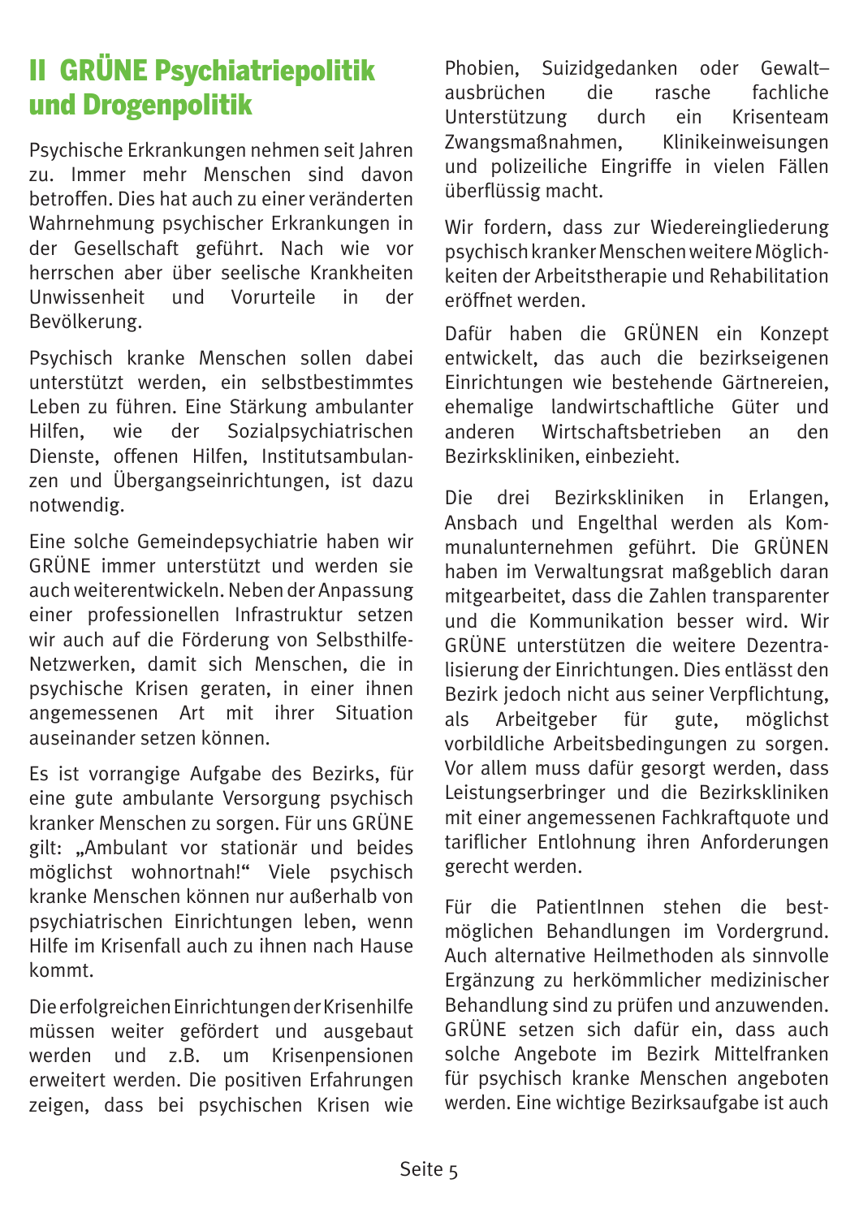## II GRÜNE Psychiatriepolitik und Drogenpolitik

Psychische Erkrankungen nehmen seit Jahren zu. Immer mehr Menschen sind davon betroffen. Dies hat auch zu einer veränderten Wahrnehmung psychischer Erkrankungen in der Gesellschaft geführt. Nach wie vor herrschen aber über seelische Krankheiten Unwissenheit und Vorurteile in der Bevölkerung.

Psychisch kranke Menschen sollen dabei unterstützt werden, ein selbstbestimmtes Leben zu führen. Eine Stärkung ambulanter Hilfen, wie der Sozialpsychiatrischen Dienste, offenen Hilfen, Institutsambulanzen und Übergangseinrichtungen, ist dazu notwendig.

Eine solche Gemeindepsychiatrie haben wir GRÜNE immer unterstützt und werden sie auch weiterentwickeln. Neben der Anpassung einer professionellen Infrastruktur setzen wir auch auf die Förderung von Selbsthilfe-Netzwerken, damit sich Menschen, die in psychische Krisen geraten, in einer ihnen angemessenen Art mit ihrer Situation auseinander setzen können.

Es ist vorrangige Aufgabe des Bezirks, für eine gute ambulante Versorgung psychisch kranker Menschen zu sorgen. Für uns GRÜNE gilt: „Ambulant vor stationär und beides möglichst wohnortnah!“ Viele psychisch kranke Menschen können nur außerhalb von psychiatrischen Einrichtungen leben, wenn Hilfe im Krisenfall auch zu ihnen nach Hause kommt.

Die erfolgreichen Einrichtungen der Krisenhilfe müssen weiter gefördert und ausgebaut werden und z.B. um Krisenpensionen erweitert werden. Die positiven Erfahrungen zeigen, dass bei psychischen Krisen wie Phobien, Suizidgedanken oder Gewalt–ausbrüchen die rasche fachliche Unterstützung durch ein Krisenteam Zwangsmaßnahmen, Klinikeinweisungen und polizeiliche Eingriffe in vielen Fällen überflüssig macht.

Wir fordern, dass zur Wiedereingliederung psychisch kranker Menschen weitere Möglichkeiten der Arbeitstherapie und Rehabilitation eröffnet werden.

Dafür haben die GRÜNEN ein Konzept entwickelt, das auch die bezirkseigenen Einrichtungen wie bestehende Gärtnereien, ehemalige landwirtschaftliche Güter und anderen Wirtschaftsbetrieben an den Bezirkskliniken, einbezieht.

Die drei Bezirkskliniken in Erlangen, Ansbach und Engelthal werden als Kommunalunternehmen geführt. Die GRÜNEN haben im Verwaltungsrat maßgeblich daran mitgearbeitet, dass die Zahlen transparenter und die Kommunikation besser wird. Wir GRÜNE unterstützen die weitere Dezentralisierung der Einrichtungen. Dies entlässt den Bezirk jedoch nicht aus seiner Verpflichtung, als Arbeitgeber für gute, möglichst vorbildliche Arbeitsbedingungen zu sorgen. Vor allem muss dafür gesorgt werden, dass Leistungserbringer und die Bezirkskliniken mit einer angemessenen Fachkraftquote und tariflicher Entlohnung ihren Anforderungen gerecht werden.

Für die PatientInnen stehen die bestmöglichen Behandlungen im Vordergrund. Auch alternative Heilmethoden als sinnvolle Ergänzung zu herkömmlicher medizinischer Behandlung sind zu prüfen und anzuwenden. GRÜNE setzen sich dafür ein, dass auch solche Angebote im Bezirk Mittelfranken für psychisch kranke Menschen angeboten werden. Eine wichtige Bezirksaufgabe ist auch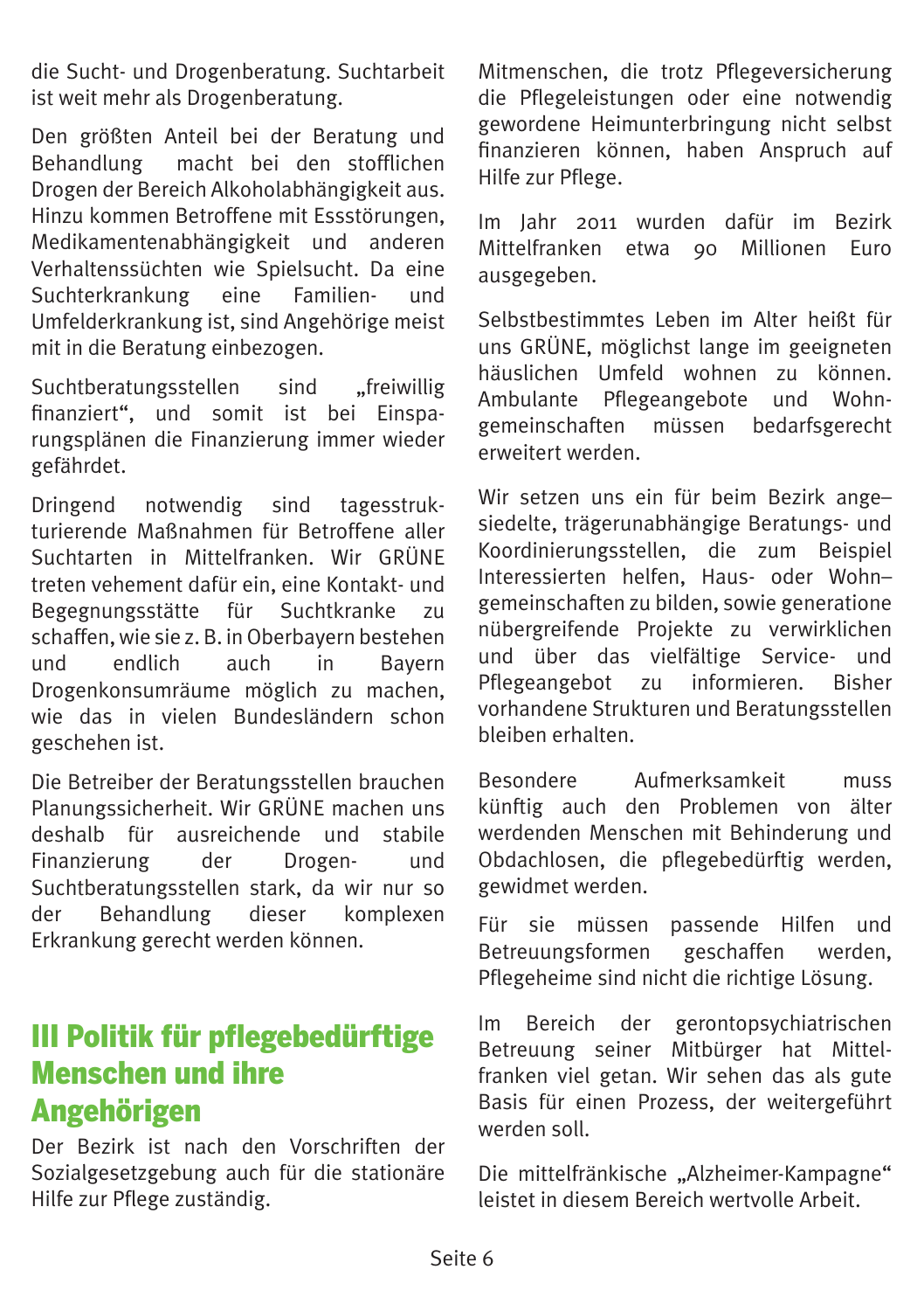die Sucht- und Drogenberatung. Suchtarbeit ist weit mehr als Drogenberatung.

Den größten Anteil bei der Beratung und Behandlung macht bei den stofflichen Drogen der Bereich Alkoholabhängigkeit aus. Hinzu kommen Betroffene mit Essstörungen, Medikamentenabhängigkeit und anderen Verhaltenssüchten wie Spielsucht. Da eine Suchterkrankung eine Familien- und Umfelderkrankung ist, sind Angehörige meist mit in die Beratung einbezogen.

Suchtberatungsstellen sind „freiwillig finanziert“, und somit ist bei Einsparungsplänen die Finanzierung immer wieder gefährdet.

Dringend notwendig sind tagesstrukturierende Maßnahmen für Betroffene aller Suchtarten in Mittelfranken. Wir GRÜNE treten vehement dafür ein, eine Kontakt- und Begegnungsstätte für Suchtkranke zu schaffen, wie sie z. B. in Oberbayern bestehen und endlich auch in Bayern Drogenkonsumräume möglich zu machen, wie das in vielen Bundesländern schon geschehen ist.

Die Betreiber der Beratungsstellen brauchen Planungssicherheit. Wir GRÜNE machen uns deshalb für ausreichende und stabile Finanzierung der Drogen- und Suchtberatungsstellen stark, da wir nur so der Behandlung dieser komplexen Erkrankung gerecht werden können.

## III Politik für pflegebedürftige Menschen und ihre Angehörigen

Der Bezirk ist nach den Vorschriften der Sozialgesetzgebung auch für die stationäre Hilfe zur Pflege zuständig.

Mitmenschen, die trotz Pflegeversicherung die Pflegeleistungen oder eine notwendig gewordene Heimunterbringung nicht selbst finanzieren können, haben Anspruch auf Hilfe zur Pflege.

Im Jahr 2011 wurden dafür im Bezirk Mittelfranken etwa 90 Millionen Euro ausgegeben.

Selbstbestimmtes Leben im Alter heißt für uns GRÜNE, möglichst lange im geeigneten häuslichen Umfeld wohnen zu können. Ambulante Pflegeangebote und Wohngemeinschaften müssen bedarfsgerecht erweitert werden.

Wir setzen uns ein für beim Bezirk ange–siedelte, trägerunabhängige Beratungs- und Koordinierungsstellen, die zum Beispiel Interessierten helfen, Haus- oder Wohn–gemeinschaften zu bilden, sowie generatione nübergreifende Projekte zu verwirklichen und über das vielfältige Service- und Pflegeangebot zu informieren. Bisher vorhandene Strukturen und Beratungsstellen bleiben erhalten.

Besondere Aufmerksamkeit muss künftig auch den Problemen von älter werdenden Menschen mit Behinderung und Obdachlosen, die pflegebedürftig werden, gewidmet werden.

Für sie müssen passende Hilfen und Betreuungsformen geschaffen werden, Pflegeheime sind nicht die richtige Lösung.

Im Bereich der gerontopsychiatrischen Betreuung seiner Mitbürger hat Mittelfranken viel getan. Wir sehen das als gute Basis für einen Prozess, der weitergeführt werden soll.

Die mittelfränkische „Alzheimer-Kampagne“ leistet in diesem Bereich wertvolle Arbeit.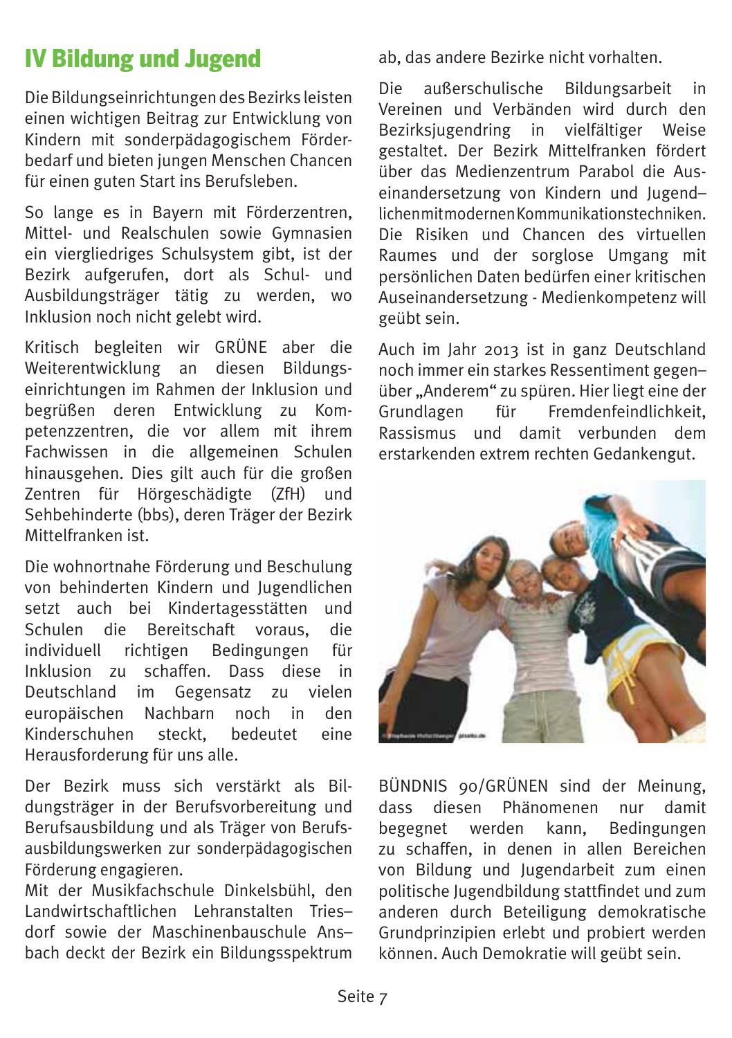# IV Bildung und Jugend

Die Bildungseinrichtungen des Bezirks leisten einen wichtigen Beitrag zur Entwicklung von Kindern mit sonderpädagogischem Förderbedarf und bieten jungen Menschen Chancen für einen guten Start ins Berufsleben.

So lange es in Bayern mit Förderzentren, Mittel- und Realschulen sowie Gymnasien ein viergliedriges Schulsystem gibt, ist der Bezirk aufgerufen, dort als Schul- und Ausbildungsträger tätig zu werden, wo Inklusion noch nicht gelebt wird.

Kritisch begleiten wir GRÜNE aber die Weiterentwicklung an diesen Bildungseinrichtungen im Rahmen der Inklusion und begrüßen deren Entwicklung zu Kompetenzzentren, die vor allem mit ihrem Fachwissen in die allgemeinen Schulen hinausgehen. Dies gilt auch für die großen Zentren für Hörgeschädigte (ZfH) und Sehbehinderte (bbs), deren Träger der Bezirk Mittelfranken ist.

Die wohnortnahe Förderung und Beschulung von behinderten Kindern und Jugendlichen setzt auch bei Kindertagesstätten und Schulen die Bereitschaft voraus, die individuell richtigen Bedingungen für Inklusion zu schaffen. Dass diese in Deutschland im Gegensatz zu vielen europäischen Nachbarn noch in den Kinderschuhen steckt, bedeutet eine Herausforderung für uns alle.

Der Bezirk muss sich verstärkt als Bildungsträger in der Berufsvorbereitung und Berufsausbildung und als Träger von Berufsausbildungswerken zur sonderpädagogischen Förderung engagieren.
Mit der Musikfachschule Dinkelsbühl, den Landwirtschaftlichen Lehranstalten Triesdorf sowie der Maschinenbauschule Ansbach deckt der Bezirk ein Bildungsspektrum ab, das andere Bezirke nicht vorhalten.

Die außerschulische Bildungsarbeit in Vereinen und Verbänden wird durch den Bezirksjugendring in vielfältiger Weise gestaltet. Der Bezirk Mittelfranken fördert über das Medienzentrum Parabol die Auseinandersetzung von Kindern und Jugendlichen mit modernen Kommunikationstechniken. Die Risiken und Chancen des virtuellen Raumes und der sorglose Umgang mit persönlichen Daten bedürfen einer kritischen Auseinandersetzung - Medienkompetenz will geübt sein.

Auch im Jahr 2013 ist in ganz Deutschland noch immer ein starkes Ressentiment gegenüber „Anderem" zu spüren. Hier liegt eine der Grundlagen für Fremdenfeindlichkeit, Rassismus und damit verbunden dem erstarkenden extrem rechten Gedankengut.

BÜNDNIS 90/GRÜNEN sind der Meinung, dass diesen Phänomenen nur damit begegnet werden kann, Bedingungen zu schaffen, in denen in allen Bereichen von Bildung und Jugendarbeit zum einen politische Jugendbildung stattfindet und zum anderen durch Beteiligung demokratische Grundprinzipien erlebt und probiert werden können. Auch Demokratie will geübt sein.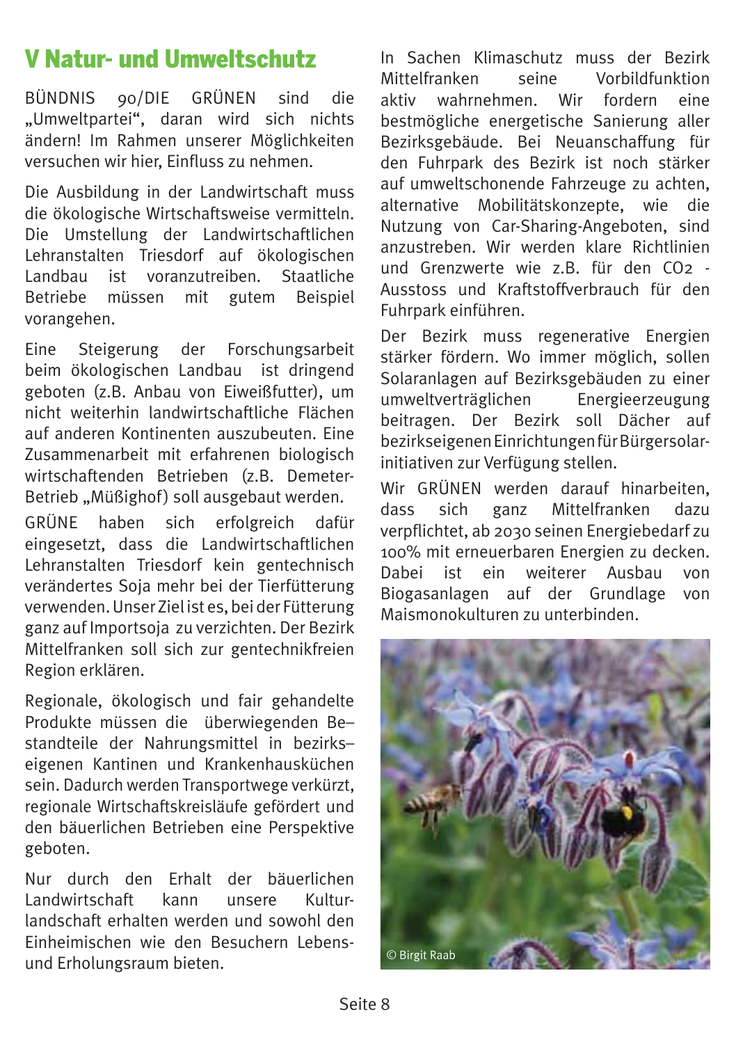# V Natur- und Umweltschutz

BÜNDNIS 90/DIE GRÜNEN sind die „Umweltpartei“, daran wird sich nichts ändern! Im Rahmen unserer Möglichkeiten versuchen wir hier, Einfluss zu nehmen.

Die Ausbildung in der Landwirtschaft muss die ökologische Wirtschaftsweise vermitteln. Die Umstellung der Landwirtschaftlichen Lehranstalten Triesdorf auf ökologischen Landbau ist voranzutreiben. Staatliche Betriebe müssen mit gutem Beispiel vorangehen.

Eine Steigerung der Forschungsarbeit beim ökologischen Landbau ist dringend geboten (z.B. Anbau von Eiweißfutter), um nicht weiterhin landwirtschaftliche Flächen auf anderen Kontinenten auszubeuten. Eine Zusammenarbeit mit erfahrenen biologisch wirtschaftenden Betrieben (z.B. Demeter-Betrieb „Müßighof) soll ausgebaut werden.

GRÜNE haben sich erfolgreich dafür eingesetzt, dass die Landwirtschaftlichen Lehranstalten Triesdorf kein gentechnisch verändertes Soja mehr bei der Tierfütterung verwenden. Unser Ziel ist es, bei der Fütterung ganz auf Importsoja zu verzichten. Der Bezirk Mittelfranken soll sich zur gentechnikfreien Region erklären.

Regionale, ökologisch und fair gehandelte Produkte müssen die überwiegenden Bestandteile der Nahrungsmittel in bezirkseigenen Kantinen und Krankenhausküchen sein. Dadurch werden Transportwege verkürzt, regionale Wirtschaftskreisläufe gefördert und den bäuerlichen Betrieben eine Perspektive geboten.

Nur durch den Erhalt der bäuerlichen Landwirtschaft kann unsere Kulturlandschaft erhalten werden und sowohl den Einheimischen wie den Besuchern Lebens- und Erholungsraum bieten.

In Sachen Klimaschutz muss der Bezirk Mittelfranken seine Vorbildfunktion aktiv wahrnehmen. Wir fordern eine bestmögliche energetische Sanierung aller Bezirksgebäude. Bei Neuanschaffung für den Fuhrpark des Bezirk ist noch stärker auf umweltschonende Fahrzeuge zu achten, alternative Mobilitätskonzepte, wie die Nutzung von Car-Sharing-Angeboten, sind anzustreben. Wir werden klare Richtlinien und Grenzwerte wie z.B. für den $CO_2$ -Ausstoss und Kraftstoffverbrauch für den Fuhrpark einführen.

Der Bezirk muss regenerative Energien stärker fördern. Wo immer möglich, sollen Solaranlagen auf Bezirksgebäuden zu einer umweltverträglichen Energieerzeugung beitragen. Der Bezirk soll Dächer auf bezirkseigenen Einrichtungen für Bürgersolarinitiativen zur Verfügung stellen.

Wir GRÜNEN werden darauf hinarbeiten, dass sich ganz Mittelfranken dazu verpflichtet, ab 2030 seinen Energiebedarf zu 100% mit erneuerbaren Energien zu decken. Dabei ist ein weiterer Ausbau von Biogasanlagen auf der Grundlage von Maismonokulturen zu unterbinden.

© Birgit Raab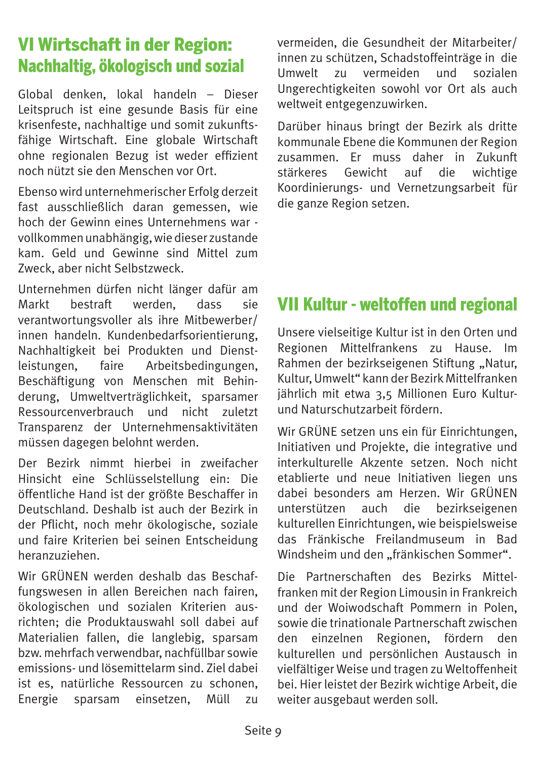## VI Wirtschaft in der Region: Nachhaltig, ökologisch und sozial

Global denken, lokal handeln – Dieser Leitspruch ist eine gesunde Basis für eine krisenfeste, nachhaltige und somit zukunftsfähige Wirtschaft. Eine globale Wirtschaft ohne regionalen Bezug ist weder effizient noch nützt sie den Menschen vor Ort.

Ebenso wird unternehmerischer Erfolg derzeit fast ausschließlich daran gemessen, wie hoch der Gewinn eines Unternehmens war - vollkommen unabhängig, wie dieser zustande kam. Geld und Gewinne sind Mittel zum Zweck, aber nicht Selbstzweck.

Unternehmen dürfen nicht länger dafür am Markt bestraft werden, dass sie verantwortungsvoller als ihre Mitbewerber/innen handeln. Kundenbedarfsorientierung, Nachhaltigkeit bei Produkten und Dienstleistungen, faire Arbeitsbedingungen, Beschäftigung von Menschen mit Behinderung, Umweltverträglichkeit, sparsamer Ressourcenverbrauch und nicht zuletzt Transparenz der Unternehmensaktivitäten müssen dagegen belohnt werden.

Der Bezirk nimmt hierbei in zweifacher Hinsicht eine Schlüsselstellung ein: Die öffentliche Hand ist der größte Beschaffer in Deutschland. Deshalb ist auch der Bezirk in der Pflicht, noch mehr ökologische, soziale und faire Kriterien bei seinen Entscheidung heranzuziehen.

Wir GRÜNEN werden deshalb das Beschaffungswesen in allen Bereichen nach fairen, ökologischen und sozialen Kriterien ausrichten; die Produktauswahl soll dabei auf Materialien fallen, die langlebig, sparsam bzw. mehrfach verwendbar, nachfüllbar sowie emissions- und lösemittelarm sind. Ziel dabei ist es, natürliche Ressourcen zu schonen, Energie sparsam einsetzen, Müll zu vermeiden, die Gesundheit der Mitarbeiter/innen zu schützen, Schadstoffeinträge in die Umwelt zu vermeiden und sozialen Ungerechtigkeiten sowohl vor Ort als auch weltweit entgegenzuwirken.

Darüber hinaus bringt der Bezirk als dritte kommunale Ebene die Kommunen der Region zusammen. Er muss daher in Zukunft stärkeres Gewicht auf die wichtige Koordinierungs- und Vernetzungsarbeit für die ganze Region setzen.

## VII Kultur - weltoffen und regional

Unsere vielseitige Kultur ist in den Orten und Regionen Mittelfrankens zu Hause. Im Rahmen der bezirkseigenen Stiftung „Natur, Kultur, Umwelt" kann der Bezirk Mittelfranken jährlich mit etwa 3,5 Millionen Euro Kultur- und Naturschutzarbeit fördern.

Wir GRÜNE setzen uns ein für Einrichtungen, Initiativen und Projekte, die integrative und interkulturelle Akzente setzen. Noch nicht etablierte und neue Initiativen liegen uns dabei besonders am Herzen. Wir GRÜNEN unterstützen auch die bezirkseigenen kulturellen Einrichtungen, wie beispielsweise das Fränkische Freilandmuseum in Bad Windsheim und den „fränkischen Sommer".

Die Partnerschaften des Bezirks Mittelfranken mit der Region Limousin in Frankreich und der Woiwodschaft Pommern in Polen, sowie die trinationale Partnerschaft zwischen den einzelnen Regionen, fördern den kulturellen und persönlichen Austausch in vielfältiger Weise und tragen zu Weltoffenheit bei. Hier leistet der Bezirk wichtige Arbeit, die weiter ausgebaut werden soll.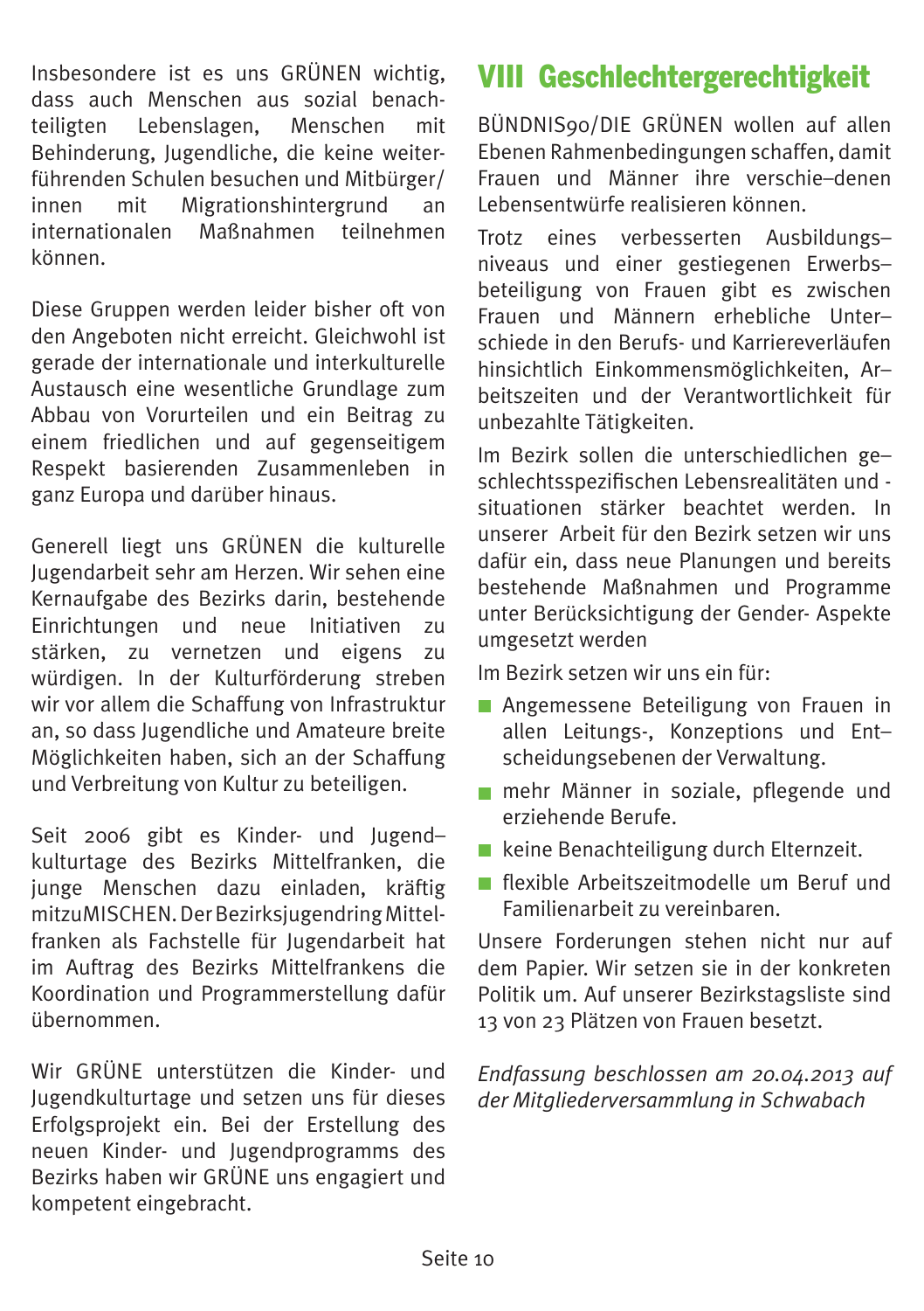Insbesondere ist es uns GRÜNEN wichtig, dass auch Menschen aus sozial benachteiligten Lebenslagen, Menschen mit Behinderung, Jugendliche, die keine weiterführenden Schulen besuchen und Mitbürger/innen mit Migrationshintergrund an internationalen Maßnahmen teilnehmen können.

Diese Gruppen werden leider bisher oft von den Angeboten nicht erreicht. Gleichwohl ist gerade der internationale und interkulturelle Austausch eine wesentliche Grundlage zum Abbau von Vorurteilen und ein Beitrag zu einem friedlichen und auf gegenseitigem Respekt basierenden Zusammenleben in ganz Europa und darüber hinaus.

Generell liegt uns GRÜNEN die kulturelle Jugendarbeit sehr am Herzen. Wir sehen eine Kernaufgabe des Bezirks darin, bestehende Einrichtungen und neue Initiativen zu stärken, zu vernetzen und eigens zu würdigen. In der Kulturförderung streben wir vor allem die Schaffung von Infrastruktur an, so dass Jugendliche und Amateure breite Möglichkeiten haben, sich an der Schaffung und Verbreitung von Kultur zu beteiligen.

Seit 2006 gibt es Kinder- und Jugend–kulturtage des Bezirks Mittelfranken, die junge Menschen dazu einladen, kräftig mitzuMISCHEN. Der Bezirksjugendring Mittelfranken als Fachstelle für Jugendarbeit hat im Auftrag des Bezirks Mittelfrankens die Koordination und Programmerstellung dafür übernommen.

Wir GRÜNE unterstützen die Kinder- und Jugendkulturtage und setzen uns für dieses Erfolgsprojekt ein. Bei der Erstellung des neuen Kinder- und Jugendprogramms des Bezirks haben wir GRÜNE uns engagiert und kompetent eingebracht.

# VIII Geschlechtergerechtigkeit

BÜNDNIS90/DIE GRÜNEN wollen auf allen Ebenen Rahmenbedingungen schaffen, damit Frauen und Männer ihre verschie–denen Lebensentwürfe realisieren können.

Trotz eines verbesserten Ausbildungs–niveaus und einer gestiegenen Erwerbs–beteiligung von Frauen gibt es zwischen Frauen und Männern erhebliche Unter–schiede in den Berufs- und Karriereverläufen hinsichtlich Einkommensmöglichkeiten, Ar–beitszeiten und der Verantwortlichkeit für unbezahlte Tätigkeiten.

Im Bezirk sollen die unterschiedlichen ge–schlechtsspezifischen Lebensrealitäten und -situationen stärker beachtet werden. In unserer Arbeit für den Bezirk setzen wir uns dafür ein, dass neue Planungen und bereits bestehende Maßnahmen und Programme unter Berücksichtigung der Gender- Aspekte umgesetzt werden

Im Bezirk setzen wir uns ein für:

- Angemessene Beteiligung von Frauen in allen Leitungs-, Konzeptions und Ent–scheidungsebenen der Verwaltung.
- mehr Männer in soziale, pflegende und erziehende Berufe.
- keine Benachteiligung durch Elternzeit.
- flexible Arbeitszeitmodelle um Beruf und Familienarbeit zu vereinbaren.

Unsere Forderungen stehen nicht nur auf dem Papier. Wir setzen sie in der konkreten Politik um. Auf unserer Bezirkstagsliste sind 13 von 23 Plätzen von Frauen besetzt.

*Endfassung beschlossen am 20.04.2013 auf der Mitgliederversammlung in Schwabach*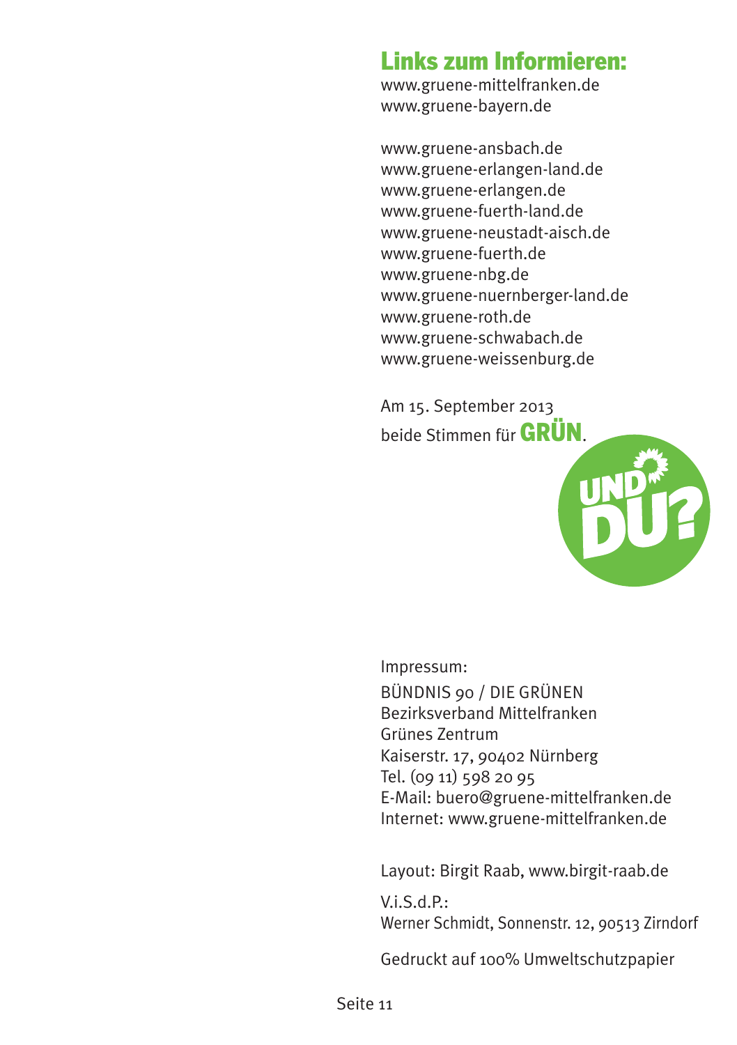## Links zum Informieren:

www.gruene-mittelfranken.de
www.gruene-bayern.de

www.gruene-ansbach.de
www.gruene-erlangen-land.de
www.gruene-erlangen.de
www.gruene-fuerth-land.de
www.gruene-neustadt-aisch.de
www.gruene-fuerth.de
www.gruene-nbg.de
www.gruene-nuernberger-land.de
www.gruene-roth.de
www.gruene-schwabach.de
www.gruene-weissenburg.de

Am 15. September 2013
beide Stimmen für **GRÜN**.

UND DU?

Impressum:

BÜNDNIS 90 / DIE GRÜNEN
Bezirksverband Mittelfranken
Grünes Zentrum
Kaiserstr. 17, 90402 Nürnberg
Tel. (09 11) 598 20 95
E-Mail: buero@gruene-mittelfranken.de
Internet: www.gruene-mittelfranken.de

Layout: Birgit Raab, www.birgit-raab.de

V.i.S.d.P.:
Werner Schmidt, Sonnenstr. 12, 90513 Zirndorf

Gedruckt auf 100% Umweltschutzpapier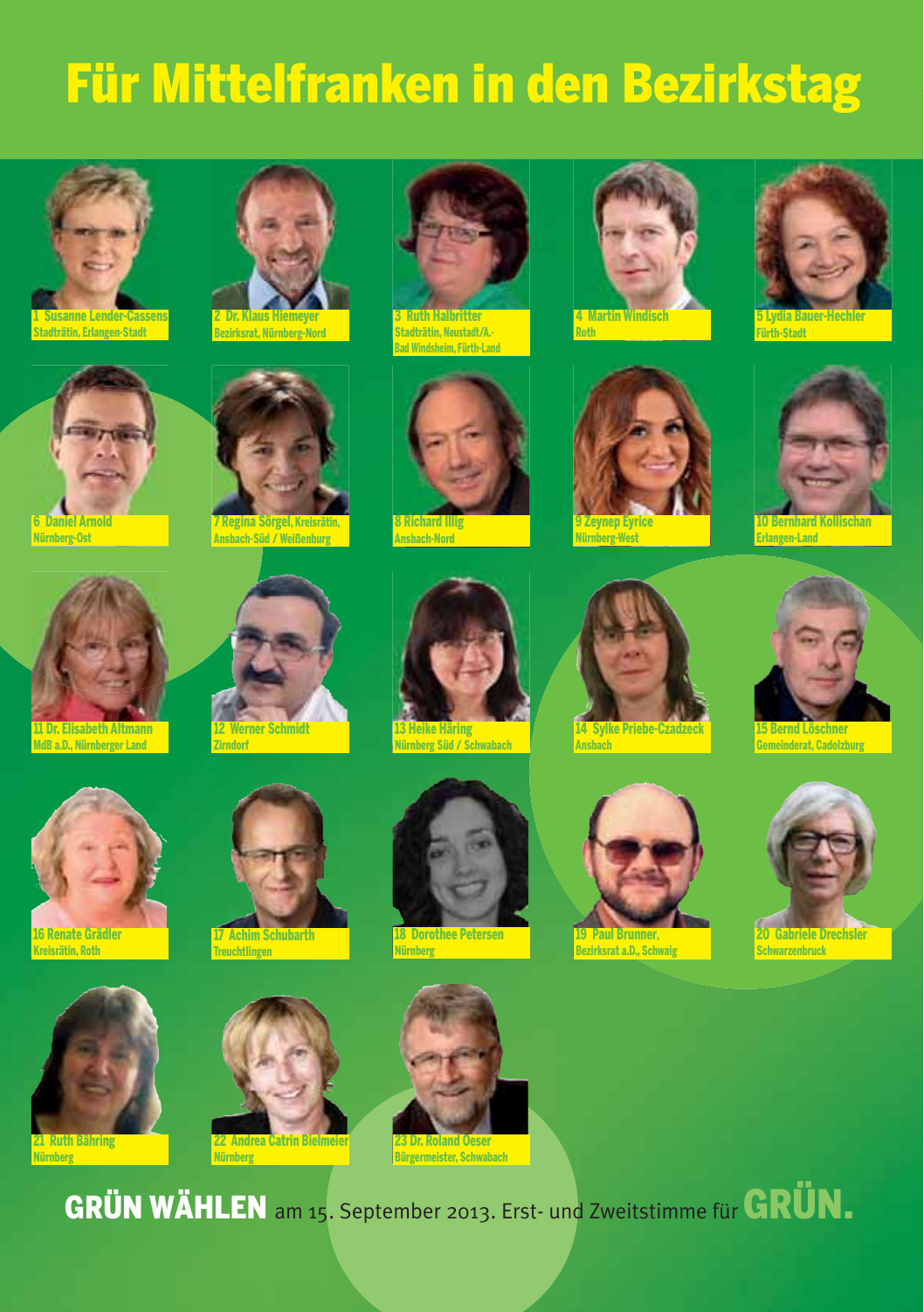# Für Mittelfranken in den Bezirkstag

1 Susanne Lender-Cassens
Stadträtin, Erlangen-Stadt

2 Dr. Klaus Hiemeyer
Bezirksrat, Nürnberg-Nord

3 Ruth Halbritter
Stadträtin, Neustadt/A.-Bad Windsheim, Fürth-Land

4 Martin Windisch
Roth

5 Lydia Bauer-Hechler
Fürth-Stadt

6 Daniel Arnold
Nürnberg-Ost

7 Regina Sörgel, Kreisrätin,
Ansbach-Süd / Weißenburg

8 Richard Illig
Ansbach-Nord

9 Zeynep Eyrice
Nürnberg-West

10 Bernhard Kollischan
Erlangen-Land

11 Dr. Elisabeth Altmann
MdB a.D., Nürnberger Land

12 Werner Schmidt
Zirndorf

13 Heike Häring
Nürnberg Süd / Schwabach

14 Sylke Priebe-Czadzeck
Ansbach

15 Bernd Löschner
Gemeinderat, Cadolzburg

16 Renate Grädler
Kreisrätin, Roth

17 Achim Schubarth
Treuchtlingen

18 Dorothee Petersen
Nürnberg

19 Paul Brunner,
Bezirksrat a.D., Schwaig

20 Gabriele Drechsler
Schwarzenbruck

21 Ruth Bähring
Nürnberg

22 Andrea Catrin Bielmeier
Nürnberg

23 Dr. Roland Oeser
Bürgermeister, Schwabach

**GRÜN WÄHLEN** am 15. September 2013. Erst- und Zweitstimme für **GRÜN.**